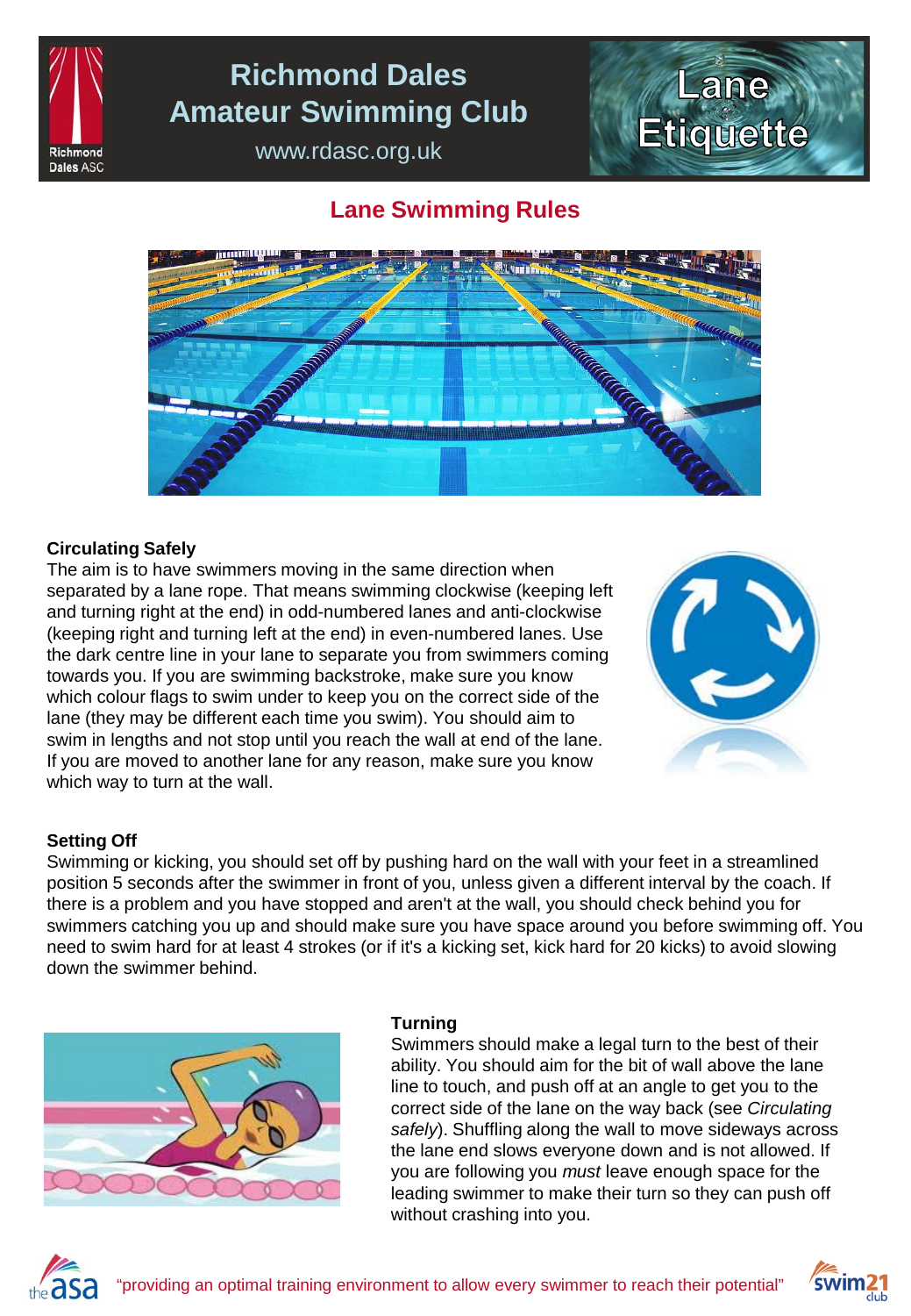# Richmond Dales Amateur Swimming Club

www.rdasc.org.uk

Lane Etiquette

## Lane Swimming Rules

### Circulating Safely

The aim is to have swimmers moving in the same direction when separated by a lane rope. That means swimming clockwise (keeping left and turning right at the end) in odd-numbered lanes and anti-clockwise (keeping right and turning left at the end) in even-numbered lanes. Use the dark centre line in your lane to separate you from swimmers coming towards you. If you are swimming backstroke, make sure you know which colour flags to swim under to keep you on the correct side of the lane (they may be different each time you swim). You should aim to swim in lengths and not stop until you reach the wall at end of the lane. If you are moved to another lane for any reason, make sure you know which way to turn at the wall.

### Setting Off

Swimming or kicking, you should set off by pushing hard on the wall with your feet in a streamlined position 5 seconds after the swimmer in front of you, unless given a different interval by the coach. If there is a problem and you have stopped and aren't at the wall, you should check behind you for swimmers catching you up and should make sure you have space around you before swimming off. You need to swim hard for at least 4 strokes (or if it's a kicking set, kick hard for 20 kicks) to avoid slowing down the swimmer behind.

### Turning

Swimmers should make a legal turn to the best of their ability. You should aim for the bit of wall above the lane line to touch, and push off at an angle to get you to the correct side of the lane on the way back (see *Circulating safely*). Shuffling along the wall to move sideways across the lane end slows everyone down and is not allowed. If you are following you *must* leave enough space for the leading swimmer to make their turn so they can push off without crashing into you.

"providing an optimal training environment to allow every swimmer to reach their potential"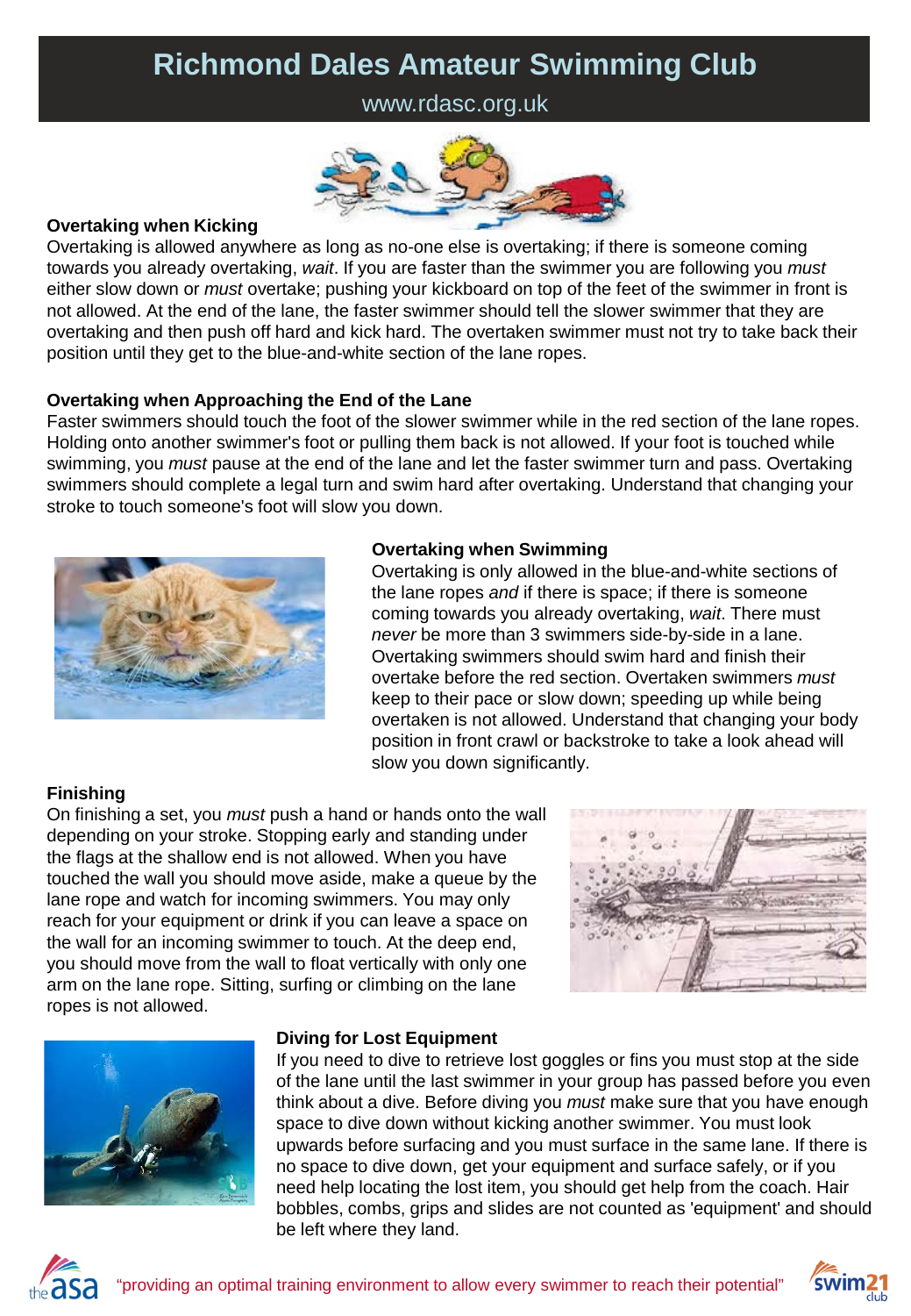# Richmond Dales Amateur Swimming Club

www.rdasc.org.uk

### Overtaking when Kicking

Overtaking is allowed anywhere as long as no-one else is overtaking; if there is someone coming towards you already overtaking, *wait*. If you are faster than the swimmer you are following you *must* either slow down or *must* overtake; pushing your kickboard on top of the feet of the swimmer in front is not allowed. At the end of the lane, the faster swimmer should tell the slower swimmer that they are overtaking and then push off hard and kick hard. The overtaken swimmer must not try to take back their position until they get to the blue-and-white section of the lane ropes.

### Overtaking when Approaching the End of the Lane

Faster swimmers should touch the foot of the slower swimmer while in the red section of the lane ropes. Holding onto another swimmer's foot or pulling them back is not allowed. If your foot is touched while swimming, you *must* pause at the end of the lane and let the faster swimmer turn and pass. Overtaking swimmers should complete a legal turn and swim hard after overtaking. Understand that changing your stroke to touch someone's foot will slow you down.

### Overtaking when Swimming

Overtaking is only allowed in the blue-and-white sections of the lane ropes *and* if there is space; if there is someone coming towards you already overtaking, *wait*. There must *never* be more than 3 swimmers side-by-side in a lane. Overtaking swimmers should swim hard and finish their overtake before the red section. Overtaken swimmers *must* keep to their pace or slow down; speeding up while being overtaken is not allowed. Understand that changing your body position in front crawl or backstroke to take a look ahead will slow you down significantly.

### Finishing

On finishing a set, you *must* push a hand or hands onto the wall depending on your stroke. Stopping early and standing under the flags at the shallow end is not allowed. When you have touched the wall you should move aside, make a queue by the lane rope and watch for incoming swimmers. You may only reach for your equipment or drink if you can leave a space on the wall for an incoming swimmer to touch. At the deep end, you should move from the wall to float vertically with only one arm on the lane rope. Sitting, surfing or climbing on the lane ropes is not allowed.

### Diving for Lost Equipment

If you need to dive to retrieve lost goggles or fins you must stop at the side of the lane until the last swimmer in your group has passed before you even think about a dive. Before diving you *must* make sure that you have enough space to dive down without kicking another swimmer. You must look upwards before surfacing and you must surface in the same lane. If there is no space to dive down, get your equipment and surface safely, or if you need help locating the lost item, you should get help from the coach. Hair bobbles, combs, grips and slides are not counted as 'equipment' and should be left where they land.

"providing an optimal training environment to allow every swimmer to reach their potential"